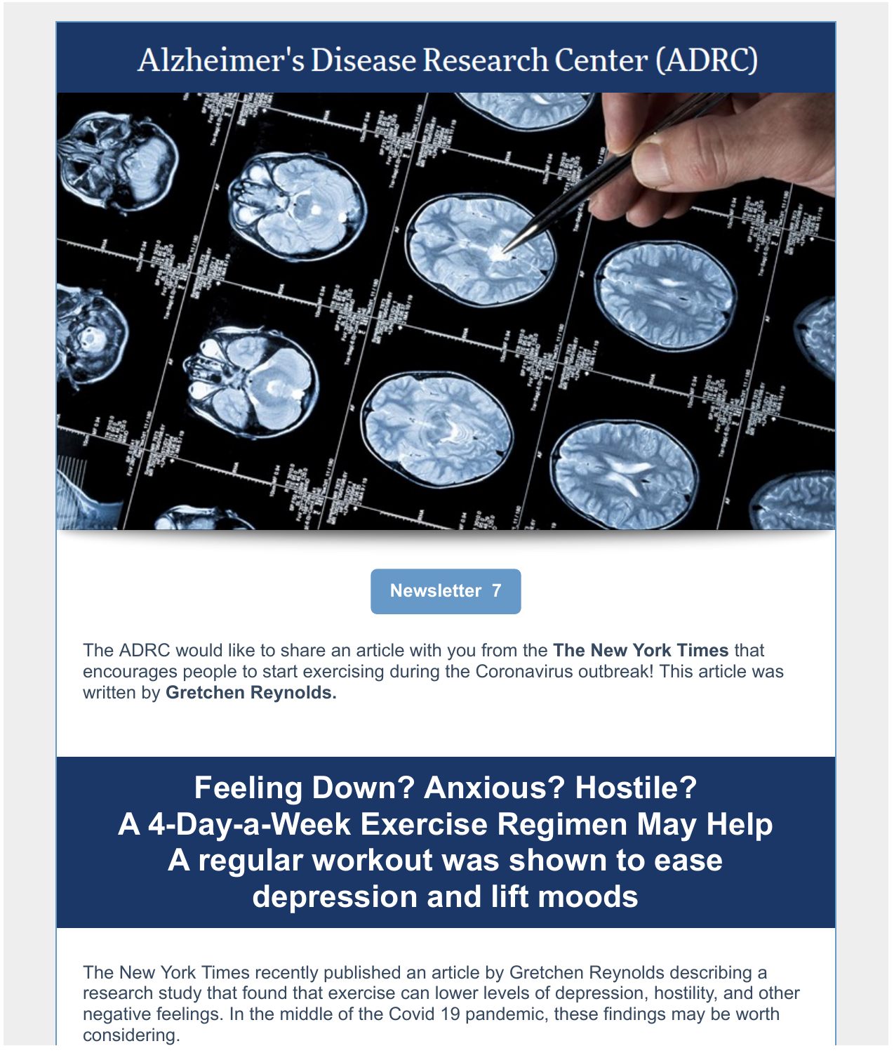# Alzheimer's Disease Research Center (ADRC)

**Newsletter 7**

The ADRC would like to share an article with you from the **The New York Times** that encourages people to start exercising during the Coronavirus outbreak! This article was written by **Gretchen Reynolds.**

## Feeling Down? Anxious? Hostile? A 4-Day-a-Week Exercise Regimen May Help A regular workout was shown to ease depression and lift moods

The New York Times recently published an article by Gretchen Reynolds describing a research study that found that exercise can lower levels of depression, hostility, and other negative feelings. In the middle of the Covid 19 pandemic, these findings may be worth considering.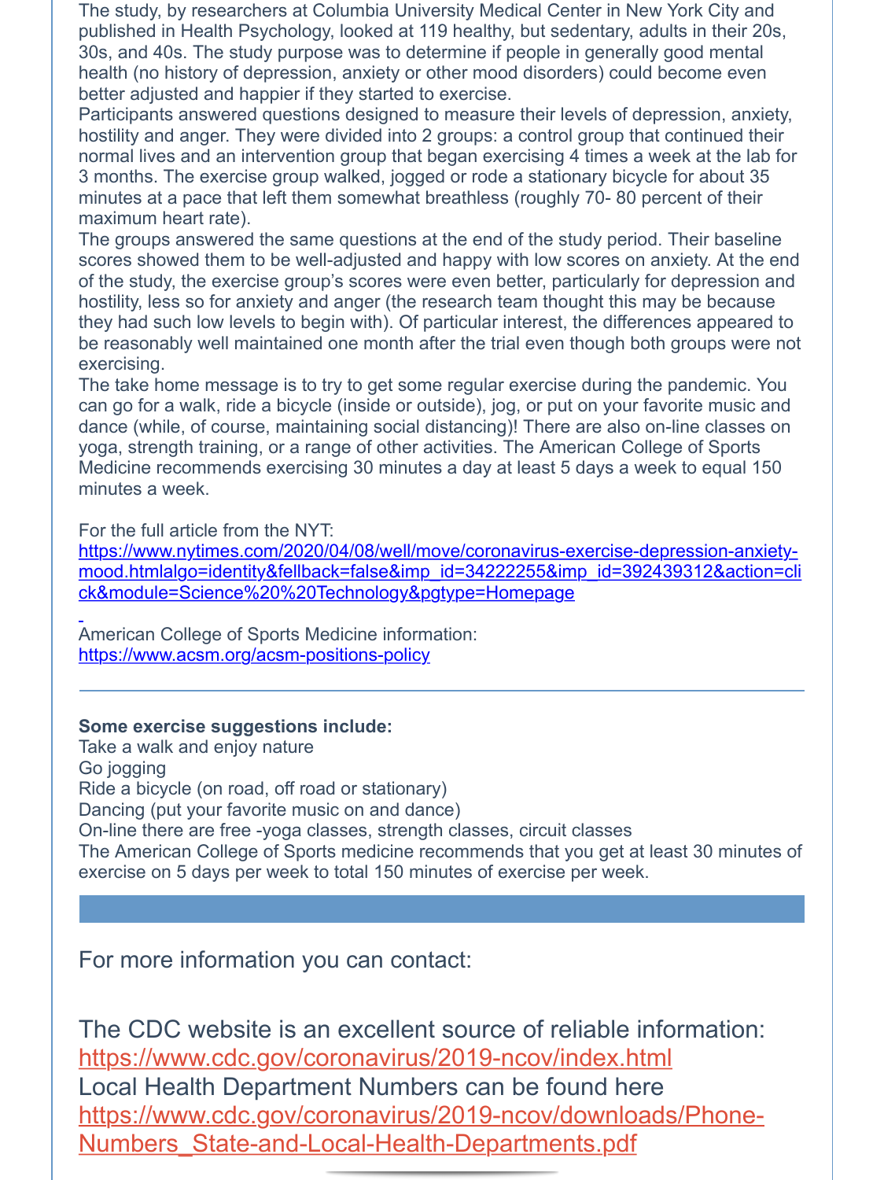The study, by researchers at Columbia University Medical Center in New York City and published in Health Psychology, looked at 119 healthy, but sedentary, adults in their 20s, 30s, and 40s. The study purpose was to determine if people in generally good mental health (no history of depression, anxiety or other mood disorders) could become even better adjusted and happier if they started to exercise.

Participants answered questions designed to measure their levels of depression, anxiety, hostility and anger. They were divided into 2 groups: a control group that continued their normal lives and an intervention group that began exercising 4 times a week at the lab for 3 months. The exercise group walked, jogged or rode a stationary bicycle for about 35 minutes at a pace that left them somewhat breathless (roughly 70- 80 percent of their maximum heart rate).

The groups answered the same questions at the end of the study period. Their baseline scores showed them to be well-adjusted and happy with low scores on anxiety. At the end of the study, the exercise group's scores were even better, particularly for depression and hostility, less so for anxiety and anger (the research team thought this may be because they had such low levels to begin with). Of particular interest, the differences appeared to be reasonably well maintained one month after the trial even though both groups were not exercising.

The take home message is to try to get some regular exercise during the pandemic. You can go for a walk, ride a bicycle (inside or outside), jog, or put on your favorite music and dance (while, of course, maintaining social distancing)! There are also on-line classes on yoga, strength training, or a range of other activities. The American College of Sports Medicine recommends exercising 30 minutes a day at least 5 days a week to equal 150 minutes a week.

For the full article from the NYT:
https://www.nytimes.com/2020/04/08/well/move/coronavirus-exercise-depression-anxiety-mood.htmlalgo=identity&fellback=false&imp_id=34222255&imp_id=392439312&action=click&module=Science%20%20Technology&pgtype=Homepage

American College of Sports Medicine information:
https://www.acsm.org/acsm-positions-policy

---

**Some exercise suggestions include:**

Take a walk and enjoy nature
Go jogging
Ride a bicycle (on road, off road or stationary)
Dancing (put your favorite music on and dance)
On-line there are free -yoga classes, strength classes, circuit classes
The American College of Sports medicine recommends that you get at least 30 minutes of exercise on 5 days per week to total 150 minutes of exercise per week.

---

For more information you can contact:

The CDC website is an excellent source of reliable information:
https://www.cdc.gov/coronavirus/2019-ncov/index.html
Local Health Department Numbers can be found here
https://www.cdc.gov/coronavirus/2019-ncov/downloads/Phone-Numbers_State-and-Local-Health-Departments.pdf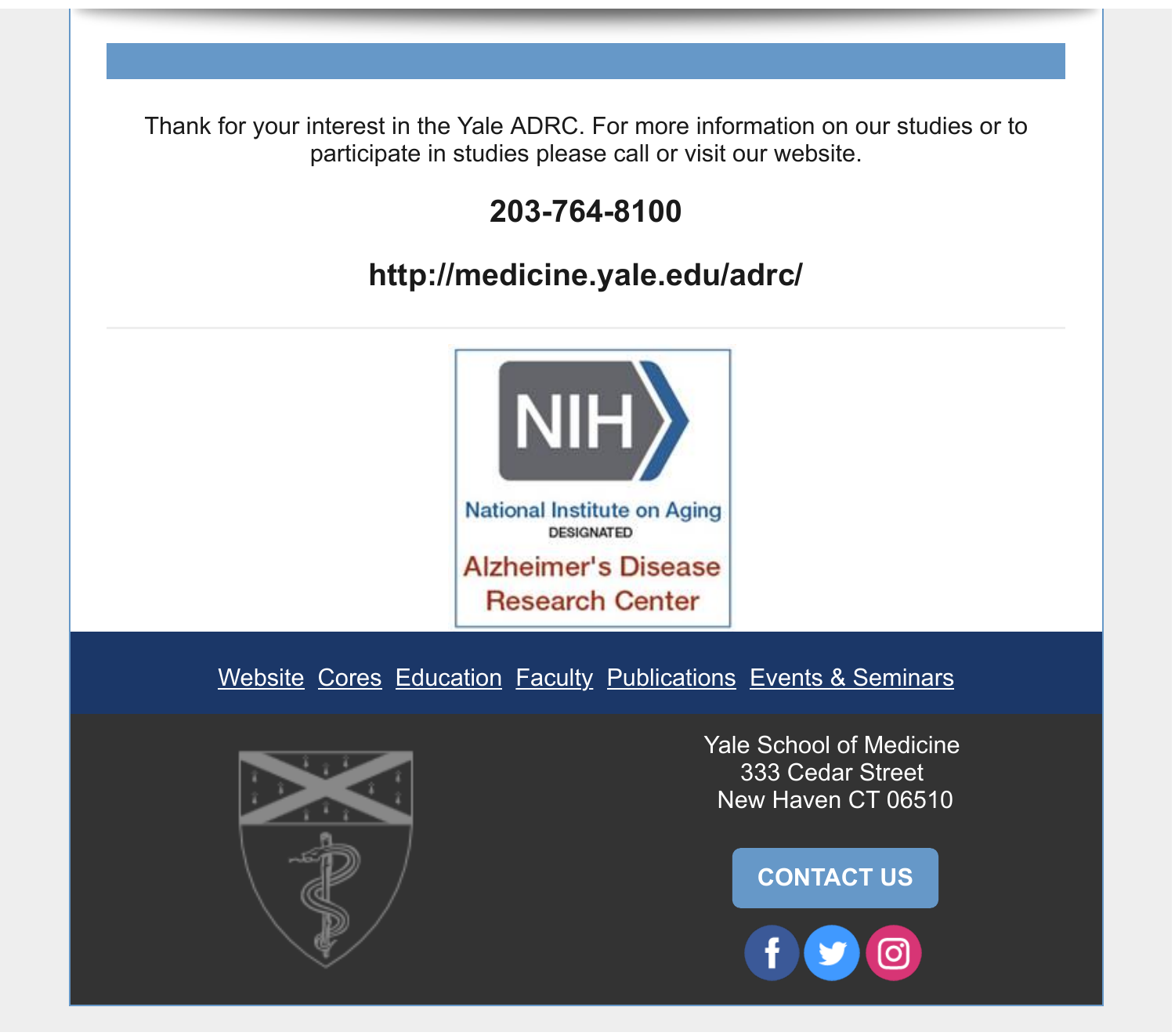Thank for your interest in the Yale ADRC. For more information on our studies or to participate in studies please call or visit our website.

**203-764-8100**

**http://medicine.yale.edu/adrc/**

---

NIH

National Institute on Aging

DESIGNATED

Alzheimer's Disease Research Center

Website Cores Education Faculty Publications Events & Seminars

Yale School of Medicine
333 Cedar Street
New Haven CT 06510

CONTACT US